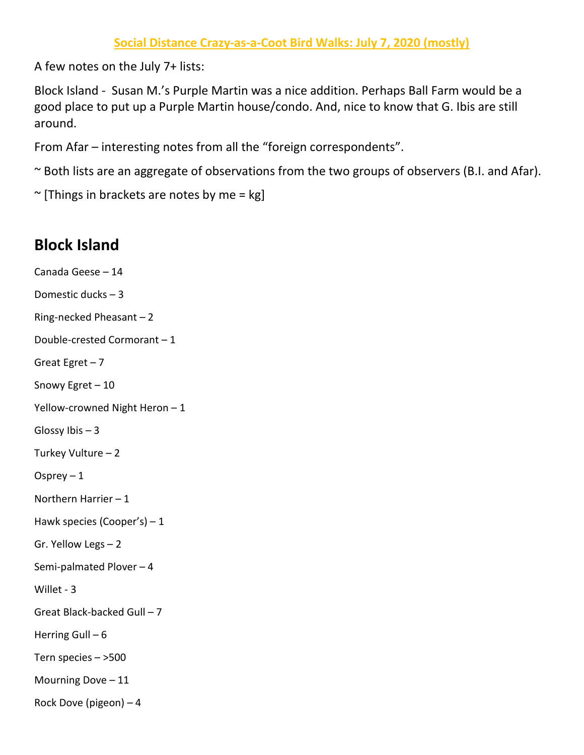**Social Distance Crazy-as-a-Coot Bird Walks: July 7, 2020 (mostly)**

A few notes on the July 7+ lists:

Block Island - Susan M.'s Purple Martin was a nice addition. Perhaps Ball Farm would be a good place to put up a Purple Martin house/condo. And, nice to know that G. Ibis are still around.

From Afar – interesting notes from all the "foreign correspondents".

~ Both lists are an aggregate of observations from the two groups of observers (B.I. and Afar).

~ [Things in brackets are notes by me = kg]

## Block Island

Canada Geese – 14

Domestic ducks – 3

Ring-necked Pheasant – 2

Double-crested Cormorant – 1

Great Egret – 7

Snowy Egret – 10

Yellow-crowned Night Heron – 1

Glossy Ibis – 3

Turkey Vulture – 2

Osprey – 1

Northern Harrier – 1

Hawk species (Cooper's) – 1

Gr. Yellow Legs – 2

Semi-palmated Plover – 4

Willet - 3

Great Black-backed Gull – 7

Herring Gull – 6

Tern species – >500

Mourning Dove – 11

Rock Dove (pigeon) – 4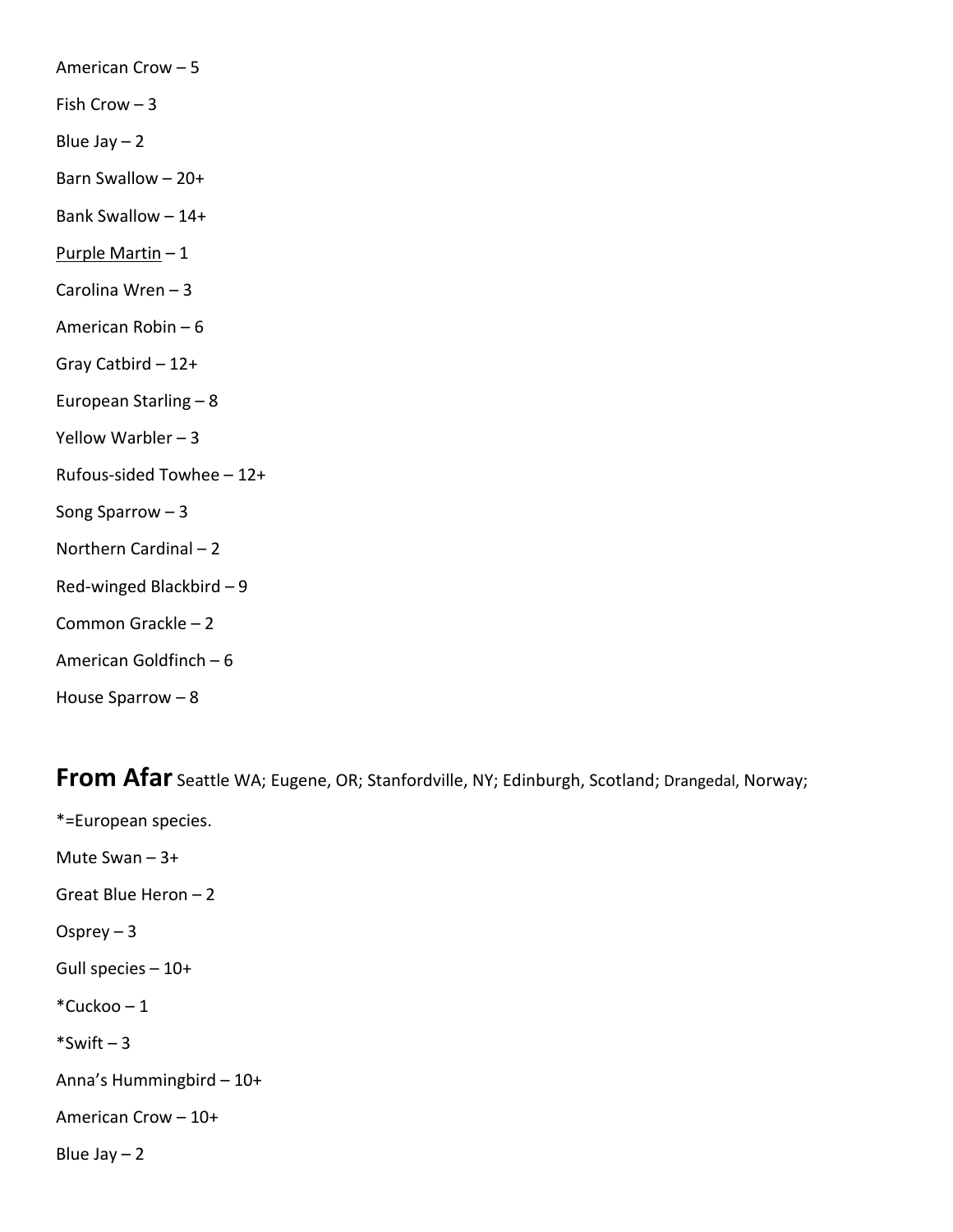American Crow – 5

Fish Crow – 3

Blue Jay – 2

Barn Swallow – 20+

Bank Swallow – 14+

<u>Purple Martin</u> – 1

Carolina Wren – 3

American Robin – 6

Gray Catbird – 12+

European Starling – 8

Yellow Warbler – 3

Rufous-sided Towhee – 12+

Song Sparrow – 3

Northern Cardinal – 2

Red-winged Blackbird – 9

Common Grackle – 2

American Goldfinch – 6

House Sparrow – 8

## From Afar Seattle WA; Eugene, OR; Stanfordville, NY; Edinburgh, Scotland; Drangedal, Norway;

*=European species.

Mute Swan – 3+

Great Blue Heron – 2

Osprey – 3

Gull species – 10+

*Cuckoo – 1

*Swift – 3

Anna's Hummingbird – 10+

American Crow – 10+

Blue Jay – 2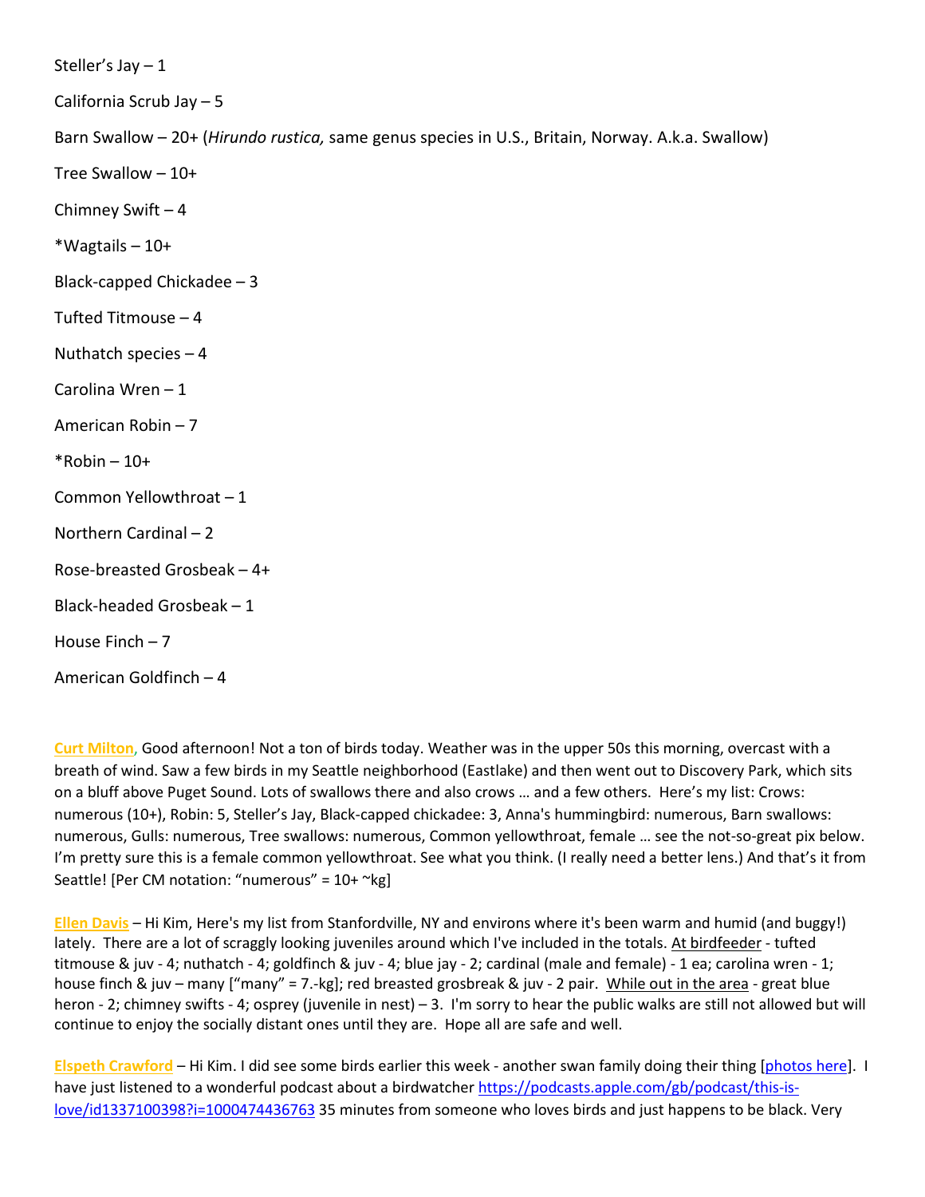Steller's Jay – 1

California Scrub Jay – 5

Barn Swallow – 20+ (*Hirundo rustica,* same genus species in U.S., Britain, Norway. A.k.a. Swallow)

Tree Swallow – 10+

Chimney Swift – 4

*Wagtails – 10+

Black-capped Chickadee – 3

Tufted Titmouse – 4

Nuthatch species – 4

Carolina Wren – 1

American Robin – 7

*Robin – 10+

Common Yellowthroat – 1

Northern Cardinal – 2

Rose-breasted Grosbeak – 4+

Black-headed Grosbeak – 1

House Finch – 7

American Goldfinch – 4

**Curt Milton**, Good afternoon! Not a ton of birds today. Weather was in the upper 50s this morning, overcast with a breath of wind. Saw a few birds in my Seattle neighborhood (Eastlake) and then went out to Discovery Park, which sits on a bluff above Puget Sound. Lots of swallows there and also crows … and a few others. Here's my list: Crows: numerous (10+), Robin: 5, Steller's Jay, Black-capped chickadee: 3, Anna's hummingbird: numerous, Barn swallows: numerous, Gulls: numerous, Tree swallows: numerous, Common yellowthroat, female … see the not-so-great pix below. I'm pretty sure this is a female common yellowthroat. See what you think. (I really need a better lens.) And that's it from Seattle! [Per CM notation: "numerous" = 10+ ~kg]

**Ellen Davis** – Hi Kim, Here's my list from Stanfordville, NY and environs where it's been warm and humid (and buggy!) lately. There are a lot of scraggly looking juveniles around which I've included in the totals. At birdfeeder - tufted titmouse & juv - 4; nuthatch - 4; goldfinch & juv - 4; blue jay - 2; cardinal (male and female) - 1 ea; carolina wren - 1; house finch & juv – many ["many" = 7.-kg]; red breasted grosbreak & juv - 2 pair. While out in the area - great blue heron - 2; chimney swifts - 4; osprey (juvenile in nest) – 3. I'm sorry to hear the public walks are still not allowed but will continue to enjoy the socially distant ones until they are. Hope all are safe and well.

**Elspeth Crawford** – Hi Kim. I did see some birds earlier this week - another swan family doing their thing [photos here]. I have just listened to a wonderful podcast about a birdwatcher https://podcasts.apple.com/gb/podcast/this-is-love/id1337100398?i=1000474436763 35 minutes from someone who loves birds and just happens to be black. Very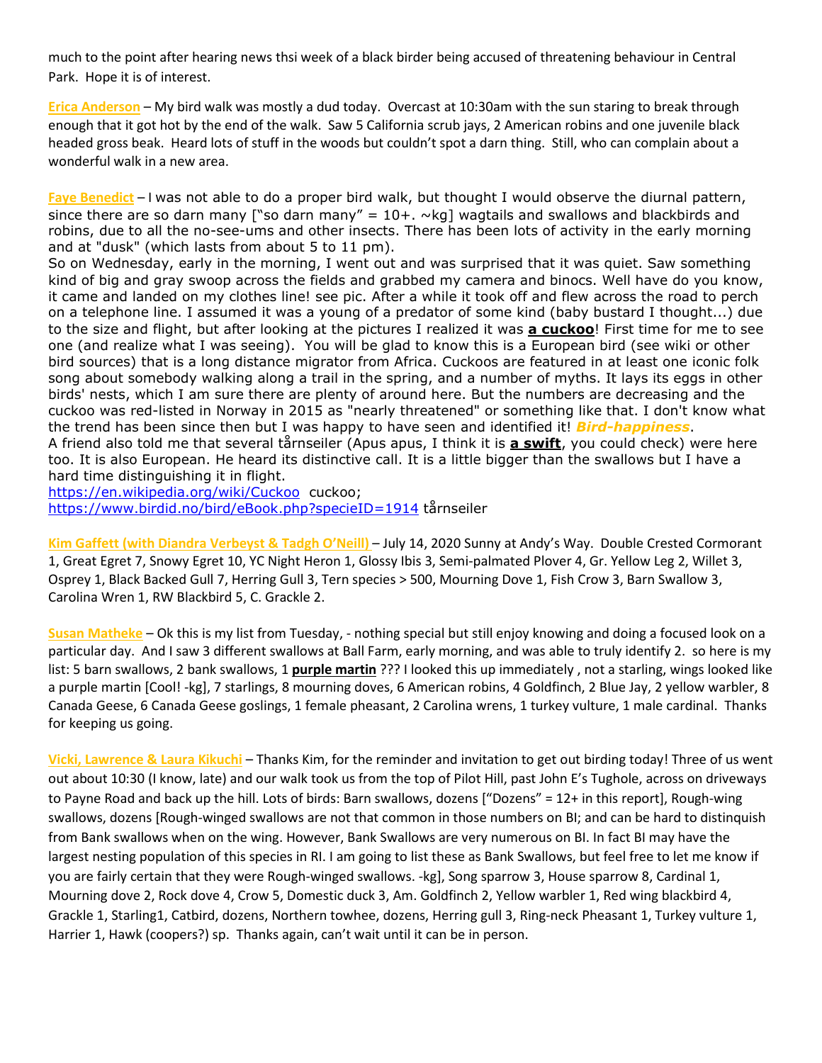much to the point after hearing news thsi week of a black birder being accused of threatening behaviour in Central Park. Hope it is of interest.

**Erica Anderson** – My bird walk was mostly a dud today. Overcast at 10:30am with the sun staring to break through enough that it got hot by the end of the walk. Saw 5 California scrub jays, 2 American robins and one juvenile black headed gross beak. Heard lots of stuff in the woods but couldn't spot a darn thing. Still, who can complain about a wonderful walk in a new area.

**Faye Benedict** – I was not able to do a proper bird walk, but thought I would observe the diurnal pattern, since there are so darn many ["so darn many" = 10+. ~kg] wagtails and swallows and blackbirds and robins, due to all the no-see-ums and other insects. There has been lots of activity in the early morning and at "dusk" (which lasts from about 5 to 11 pm).
So on Wednesday, early in the morning, I went out and was surprised that it was quiet. Saw something kind of big and gray swoop across the fields and grabbed my camera and binocs. Well have do you know, it came and landed on my clothes line! see pic. After a while it took off and flew across the road to perch on a telephone line. I assumed it was a young of a predator of some kind (baby bustard I thought...) due to the size and flight, but after looking at the pictures I realized it was **a cuckoo**! First time for me to see one (and realize what I was seeing). You will be glad to know this is a European bird (see wiki or other bird sources) that is a long distance migrator from Africa. Cuckoos are featured in at least one iconic folk song about somebody walking along a trail in the spring, and a number of myths. It lays its eggs in other birds' nests, which I am sure there are plenty of around here. But the numbers are decreasing and the cuckoo was red-listed in Norway in 2015 as "nearly threatened" or something like that. I don't know what the trend has been since then but I was happy to have seen and identified it! ***Bird-happiness***.
A friend also told me that several tårnseiler (Apus apus, I think it is **a swift**, you could check) were here too. It is also European. He heard its distinctive call. It is a little bigger than the swallows but I have a hard time distinguishing it in flight.
https://en.wikipedia.org/wiki/Cuckoo cuckoo;
https://www.birdid.no/bird/eBook.php?specieID=1914 tårnseiler

**Kim Gaffett (with Diandra Verbeyst & Tadgh O'Neill)** – July 14, 2020 Sunny at Andy's Way. Double Crested Cormorant 1, Great Egret 7, Snowy Egret 10, YC Night Heron 1, Glossy Ibis 3, Semi-palmated Plover 4, Gr. Yellow Leg 2, Willet 3, Osprey 1, Black Backed Gull 7, Herring Gull 3, Tern species > 500, Mourning Dove 1, Fish Crow 3, Barn Swallow 3, Carolina Wren 1, RW Blackbird 5, C. Grackle 2.

**Susan Matheke** – Ok this is my list from Tuesday, - nothing special but still enjoy knowing and doing a focused look on a particular day. And I saw 3 different swallows at Ball Farm, early morning, and was able to truly identify 2. so here is my list: 5 barn swallows, 2 bank swallows, 1 **purple martin** ??? I looked this up immediately , not a starling, wings looked like a purple martin [Cool! -kg], 7 starlings, 8 mourning doves, 6 American robins, 4 Goldfinch, 2 Blue Jay, 2 yellow warbler, 8 Canada Geese, 6 Canada Geese goslings, 1 female pheasant, 2 Carolina wrens, 1 turkey vulture, 1 male cardinal. Thanks for keeping us going.

**Vicki, Lawrence & Laura Kikuchi** – Thanks Kim, for the reminder and invitation to get out birding today! Three of us went out about 10:30 (I know, late) and our walk took us from the top of Pilot Hill, past John E's Tughole, across on driveways to Payne Road and back up the hill. Lots of birds: Barn swallows, dozens ["Dozens" = 12+ in this report], Rough-wing swallows, dozens [Rough-winged swallows are not that common in those numbers on BI; and can be hard to distinguish from Bank swallows when on the wing. However, Bank Swallows are very numerous on BI. In fact BI may have the largest nesting population of this species in RI. I am going to list these as Bank Swallows, but feel free to let me know if you are fairly certain that they were Rough-winged swallows. -kg], Song sparrow 3, House sparrow 8, Cardinal 1, Mourning dove 2, Rock dove 4, Crow 5, Domestic duck 3, Am. Goldfinch 2, Yellow warbler 1, Red wing blackbird 4, Grackle 1, Starling1, Catbird, dozens, Northern towhee, dozens, Herring gull 3, Ring-neck Pheasant 1, Turkey vulture 1, Harrier 1, Hawk (coopers?) sp. Thanks again, can't wait until it can be in person.